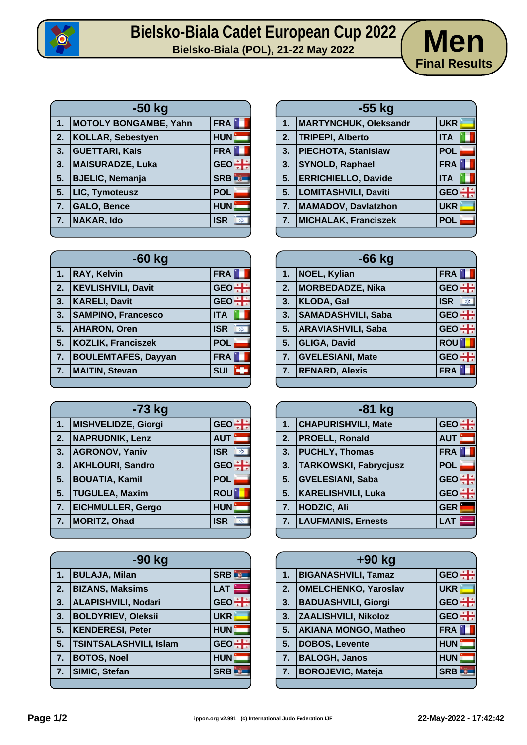# Bielsko-Biala Cadet European Cup 2022

Bielsko-Biala (POL), 21-22 May 2022

## Men

Final Results

| -50 kg | | |
|---|---|---|
| 1. | MOTOLY BONGAMBE, Yahn | FRA |
| 2. | KOLLAR, Sebestyen | HUN |
| 3. | GUETTARI, Kais | FRA |
| 3. | MAISURADZE, Luka | GEO |
| 5. | BJELIC, Nemanja | SRB |
| 5. | LIC, Tymoteusz | POL |
| 7. | GALO, Bence | HUN |
| 7. | NAKAR, Ido | ISR |

| -55 kg | | |
|---|---|---|
| 1. | MARTYNCHUK, Oleksandr | UKR |
| 2. | TRIPEPI, Alberto | ITA |
| 3. | PIECHOTA, Stanislaw | POL |
| 3. | SYNOLD, Raphael | FRA |
| 5. | ERRICHIELLO, Davide | ITA |
| 5. | LOMITASHVILI, Daviti | GEO |
| 7. | MAMADOV, Davlatzhon | UKR |
| 7. | MICHALAK, Franciszek | POL |

| -60 kg | | |
|---|---|---|
| 1. | RAY, Kelvin | FRA |
| 2. | KEVLISHVILI, Davit | GEO |
| 3. | KARELI, Davit | GEO |
| 3. | SAMPINO, Francesco | ITA |
| 5. | AHARON, Oren | ISR |
| 5. | KOZLIK, Franciszek | POL |
| 7. | BOULEMTAFES, Dayyan | FRA |
| 7. | MAITIN, Stevan | SUI |

| -66 kg | | |
|---|---|---|
| 1. | NOEL, Kylian | FRA |
| 2. | MORBEDADZE, Nika | GEO |
| 3. | KLODA, Gal | ISR |
| 3. | SAMADASHVILI, Saba | GEO |
| 5. | ARAVIASHVILI, Saba | GEO |
| 5. | GLIGA, David | ROU |
| 7. | GVELESIANI, Mate | GEO |
| 7. | RENARD, Alexis | FRA |

| -73 kg | | |
|---|---|---|
| 1. | MISHVELIDZE, Giorgi | GEO |
| 2. | NAPRUDNIK, Lenz | AUT |
| 3. | AGRONOV, Yaniv | ISR |
| 3. | AKHLOURI, Sandro | GEO |
| 5. | BOUATIA, Kamil | POL |
| 5. | TUGULEA, Maxim | ROU |
| 7. | EICHMULLER, Gergo | HUN |
| 7. | MORITZ, Ohad | ISR |

| -81 kg | | |
|---|---|---|
| 1. | CHAPURISHVILI, Mate | GEO |
| 2. | PROELL, Ronald | AUT |
| 3. | PUCHLY, Thomas | FRA |
| 3. | TARKOWSKI, Fabrycjusz | POL |
| 5. | GVELESIANI, Saba | GEO |
| 5. | KARELISHVILI, Luka | GEO |
| 7. | HODZIC, Ali | GER |
| 7. | LAUFMANIS, Ernests | LAT |

| -90 kg | | |
|---|---|---|
| 1. | BULAJA, Milan | SRB |
| 2. | BIZANS, Maksims | LAT |
| 3. | ALAPISHVILI, Nodari | GEO |
| 3. | BOLDYRIEV, Oleksii | UKR |
| 5. | KENDERESI, Peter | HUN |
| 5. | TSINTSALASHVILI, Islam | GEO |
| 7. | BOTOS, Noel | HUN |
| 7. | SIMIC, Stefan | SRB |

| +90 kg | | |
|---|---|---|
| 1. | BIGANASHVILI, Tamaz | GEO |
| 2. | OMELCHENKO, Yaroslav | UKR |
| 3. | BADUASHVILI, Giorgi | GEO |
| 3. | ZAALISHVILI, Nikoloz | GEO |
| 5. | AKIANA MONGO, Matheo | FRA |
| 5. | DOBOS, Levente | HUN |
| 7. | BALOGH, Janos | HUN |
| 7. | BOROJEVIC, Mateja | SRB |

ippon.org v2.991 (c) International Judo Federation IJF

22-May-2022 - 17:42:42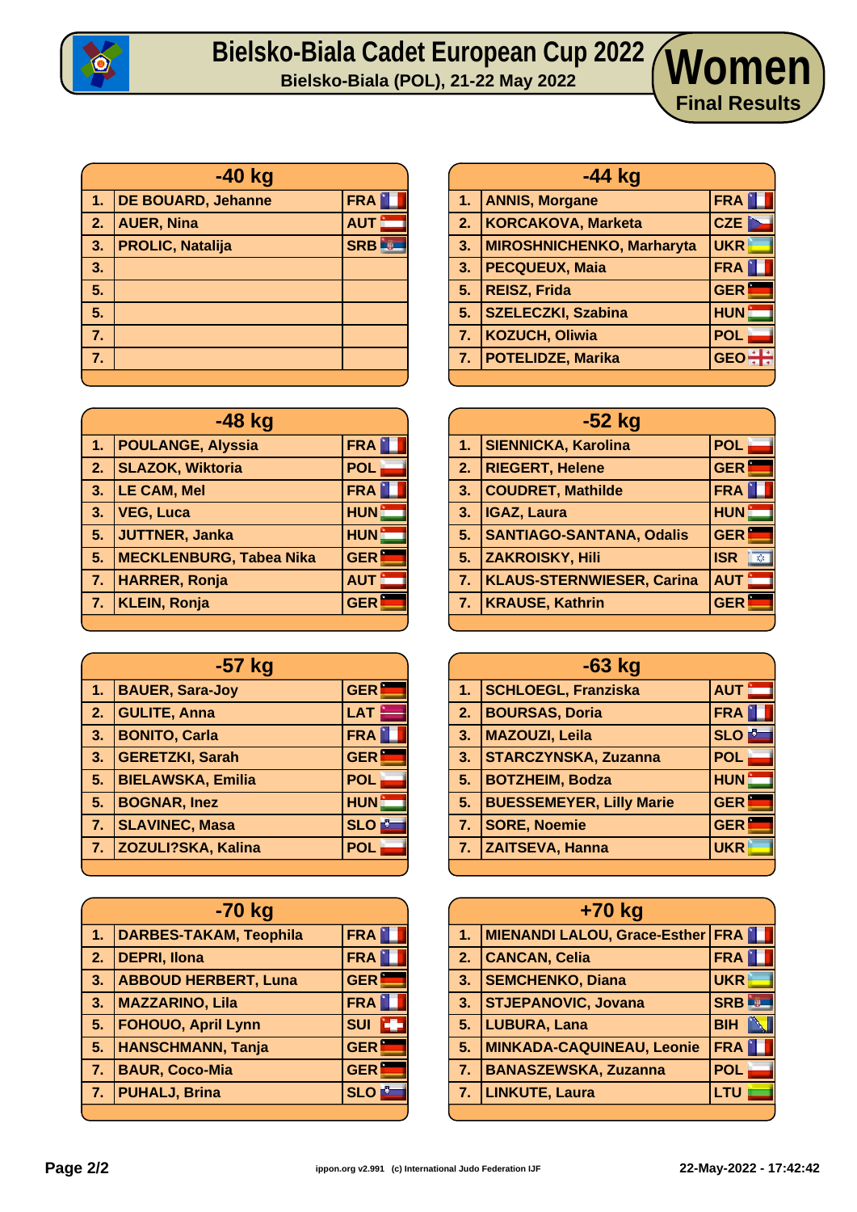# Bielsko-Biala Cadet European Cup 2022

Bielsko-Biala (POL), 21-22 May 2022

## Women

Final Results

### -40 kg

| | | |
|---|---|---|
| 1. | DE BOUARD, Jehanne | FRA |
| 2. | AUER, Nina | AUT |
| 3. | PROLIC, Natalija | SRB |
| 3. | | |
| 5. | | |
| 5. | | |
| 7. | | |
| 7. | | |

### -44 kg

| | | |
|---|---|---|
| 1. | ANNIS, Morgane | FRA |
| 2. | KORCAKOVA, Marketa | CZE |
| 3. | MIROSHNICHENKO, Marharyta | UKR |
| 3. | PECQUEUX, Maia | FRA |
| 5. | REISZ, Frida | GER |
| 5. | SZELECZKI, Szabina | HUN |
| 7. | KOZUCH, Oliwia | POL |
| 7. | POTELIDZE, Marika | GEO |

### -48 kg

| | | |
|---|---|---|
| 1. | POULANGE, Alyssia | FRA |
| 2. | SLAZOK, Wiktoria | POL |
| 3. | LE CAM, Mel | FRA |
| 3. | VEG, Luca | HUN |
| 5. | JUTTNER, Janka | HUN |
| 5. | MECKLENBURG, Tabea Nika | GER |
| 7. | HARRER, Ronja | AUT |
| 7. | KLEIN, Ronja | GER |

### -52 kg

| | | |
|---|---|---|
| 1. | SIENNICKA, Karolina | POL |
| 2. | RIEGERT, Helene | GER |
| 3. | COUDRET, Mathilde | FRA |
| 3. | IGAZ, Laura | HUN |
| 5. | SANTIAGO-SANTANA, Odalis | GER |
| 5. | ZAKROISKY, Hili | ISR |
| 7. | KLAUS-STERNWIESER, Carina | AUT |
| 7. | KRAUSE, Kathrin | GER |

### -57 kg

| | | |
|---|---|---|
| 1. | BAUER, Sara-Joy | GER |
| 2. | GULITE, Anna | LAT |
| 3. | BONITO, Carla | FRA |
| 3. | GERETZKI, Sarah | GER |
| 5. | BIELAWSKA, Emilia | POL |
| 5. | BOGNAR, Inez | HUN |
| 7. | SLAVINEC, Masa | SLO |
| 7. | ZOZULI?SKA, Kalina | POL |

### -63 kg

| | | |
|---|---|---|
| 1. | SCHLOEGL, Franziska | AUT |
| 2. | BOURSAS, Doria | FRA |
| 3. | MAZOUZI, Leila | SLO |
| 3. | STARCZYNSKA, Zuzanna | POL |
| 5. | BOTZHEIM, Bodza | HUN |
| 5. | BUESSEMEYER, Lilly Marie | GER |
| 7. | SORE, Noemie | GER |
| 7. | ZAITSEVA, Hanna | UKR |

### -70 kg

| | | |
|---|---|---|
| 1. | DARBES-TAKAM, Teophila | FRA |
| 2. | DEPRI, Ilona | FRA |
| 3. | ABBOUD HERBERT, Luna | GER |
| 3. | MAZZARINO, Lila | FRA |
| 5. | FOHOUO, April Lynn | SUI |
| 5. | HANSCHMANN, Tanja | GER |
| 7. | BAUR, Coco-Mia | GER |
| 7. | PUHALJ, Brina | SLO |

### +70 kg

| | | |
|---|---|---|
| 1. | MIENANDI LALOU, Grace-Esther | FRA |
| 2. | CANCAN, Celia | FRA |
| 3. | SEMCHENKO, Diana | UKR |
| 3. | STJEPANOVIC, Jovana | SRB |
| 5. | LUBURA, Lana | BIH |
| 5. | MINKADA-CAQUINEAU, Leonie | FRA |
| 7. | BANASZEWSKA, Zuzanna | POL |
| 7. | LINKUTE, Laura | LTU |

ippon.org v2.991 (c) International Judo Federation IJF

22-May-2022 - 17:42:42